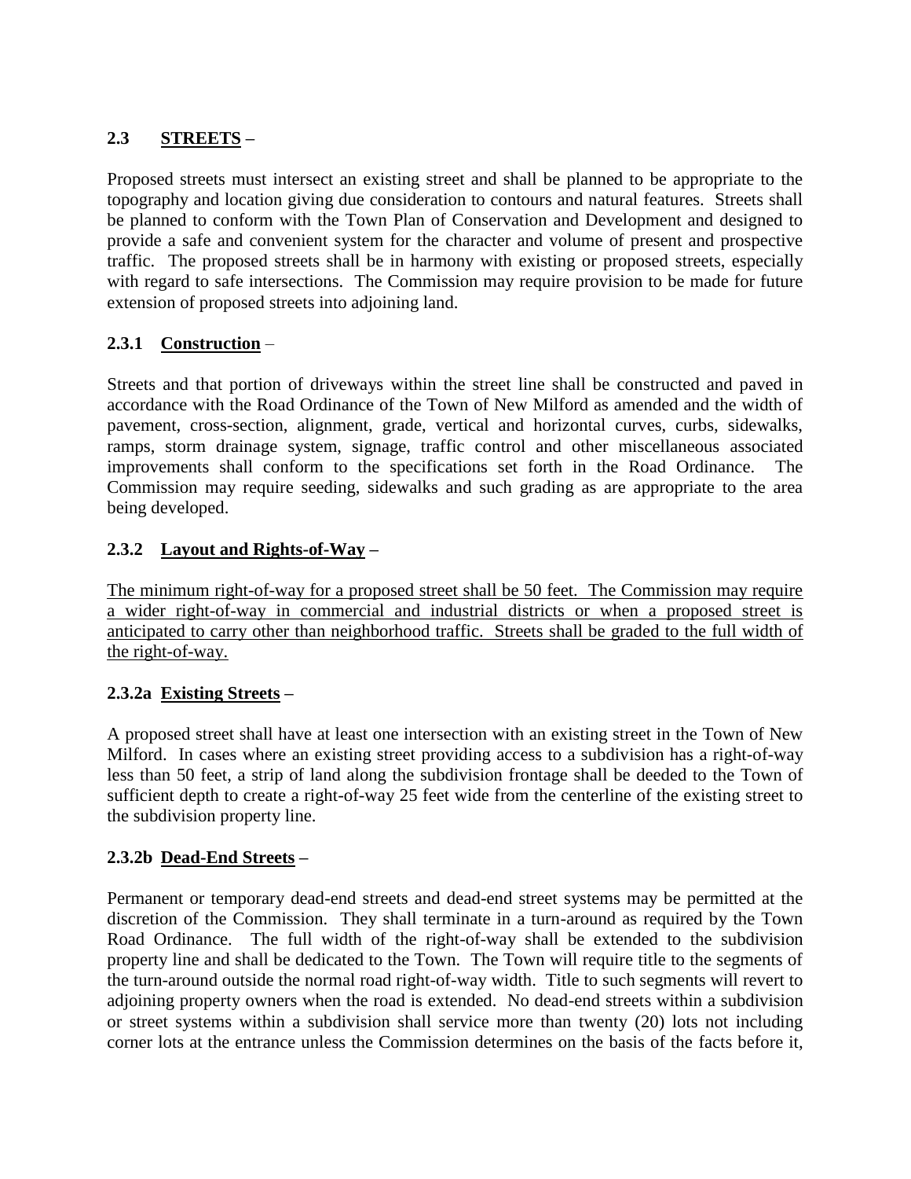## 2.3 STREETS –

Proposed streets must intersect an existing street and shall be planned to be appropriate to the topography and location giving due consideration to contours and natural features. Streets shall be planned to conform with the Town Plan of Conservation and Development and designed to provide a safe and convenient system for the character and volume of present and prospective traffic. The proposed streets shall be in harmony with existing or proposed streets, especially with regard to safe intersections. The Commission may require provision to be made for future extension of proposed streets into adjoining land.

### 2.3.1 Construction –

Streets and that portion of driveways within the street line shall be constructed and paved in accordance with the Road Ordinance of the Town of New Milford as amended and the width of pavement, cross-section, alignment, grade, vertical and horizontal curves, curbs, sidewalks, ramps, storm drainage system, signage, traffic control and other miscellaneous associated improvements shall conform to the specifications set forth in the Road Ordinance. The Commission may require seeding, sidewalks and such grading as are appropriate to the area being developed.

### 2.3.2 Layout and Rights-of-Way –

The minimum right-of-way for a proposed street shall be 50 feet. The Commission may require a wider right-of-way in commercial and industrial districts or when a proposed street is anticipated to carry other than neighborhood traffic. Streets shall be graded to the full width of the right-of-way.

#### 2.3.2a Existing Streets –

A proposed street shall have at least one intersection with an existing street in the Town of New Milford. In cases where an existing street providing access to a subdivision has a right-of-way less than 50 feet, a strip of land along the subdivision frontage shall be deeded to the Town of sufficient depth to create a right-of-way 25 feet wide from the centerline of the existing street to the subdivision property line.

#### 2.3.2b Dead-End Streets –

Permanent or temporary dead-end streets and dead-end street systems may be permitted at the discretion of the Commission. They shall terminate in a turn-around as required by the Town Road Ordinance. The full width of the right-of-way shall be extended to the subdivision property line and shall be dedicated to the Town. The Town will require title to the segments of the turn-around outside the normal road right-of-way width. Title to such segments will revert to adjoining property owners when the road is extended. No dead-end streets within a subdivision or street systems within a subdivision shall service more than twenty (20) lots not including corner lots at the entrance unless the Commission determines on the basis of the facts before it,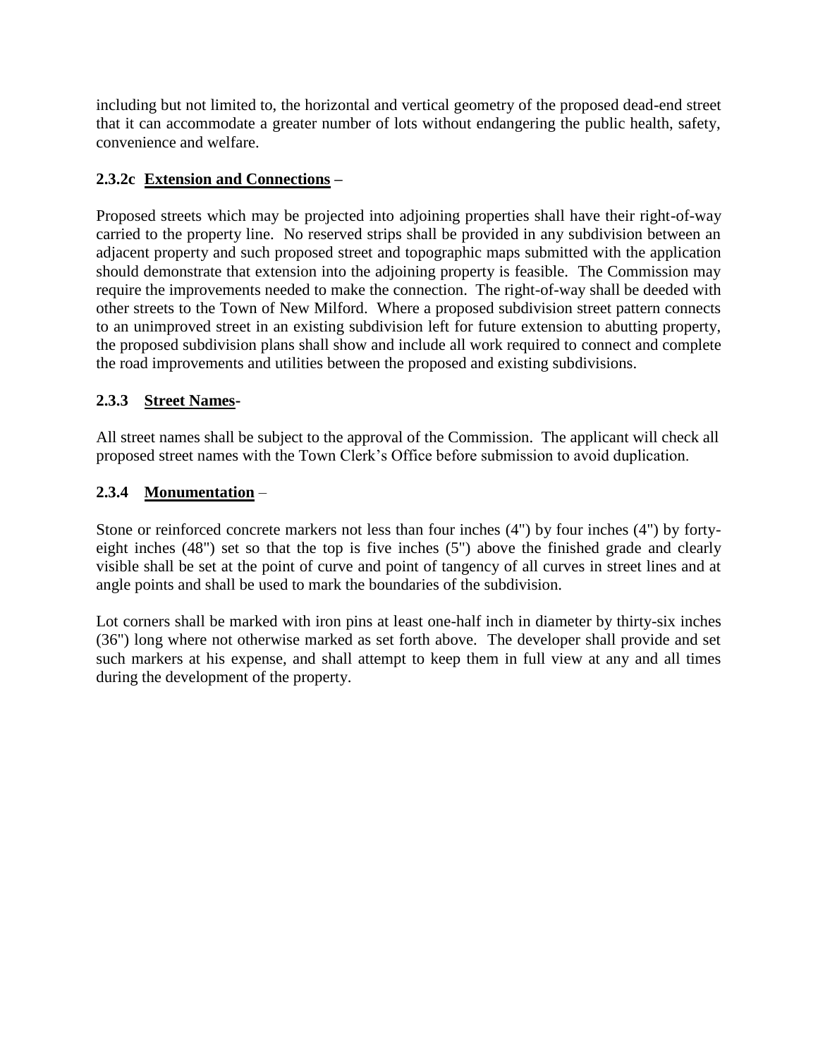including but not limited to, the horizontal and vertical geometry of the proposed dead-end street that it can accommodate a greater number of lots without endangering the public health, safety, convenience and welfare.

**2.3.2c <u>Extension and Connections</u> –**

Proposed streets which may be projected into adjoining properties shall have their right-of-way carried to the property line. No reserved strips shall be provided in any subdivision between an adjacent property and such proposed street and topographic maps submitted with the application should demonstrate that extension into the adjoining property is feasible. The Commission may require the improvements needed to make the connection. The right-of-way shall be deeded with other streets to the Town of New Milford. Where a proposed subdivision street pattern connects to an unimproved street in an existing subdivision left for future extension to abutting property, the proposed subdivision plans shall show and include all work required to connect and complete the road improvements and utilities between the proposed and existing subdivisions.

**2.3.3 <u>Street Names</u>-**

All street names shall be subject to the approval of the Commission. The applicant will check all proposed street names with the Town Clerk's Office before submission to avoid duplication.

**2.3.4 <u>Monumentation</u>** –

Stone or reinforced concrete markers not less than four inches (4") by four inches (4") by forty-eight inches (48") set so that the top is five inches (5") above the finished grade and clearly visible shall be set at the point of curve and point of tangency of all curves in street lines and at angle points and shall be used to mark the boundaries of the subdivision.

Lot corners shall be marked with iron pins at least one-half inch in diameter by thirty-six inches (36") long where not otherwise marked as set forth above. The developer shall provide and set such markers at his expense, and shall attempt to keep them in full view at any and all times during the development of the property.